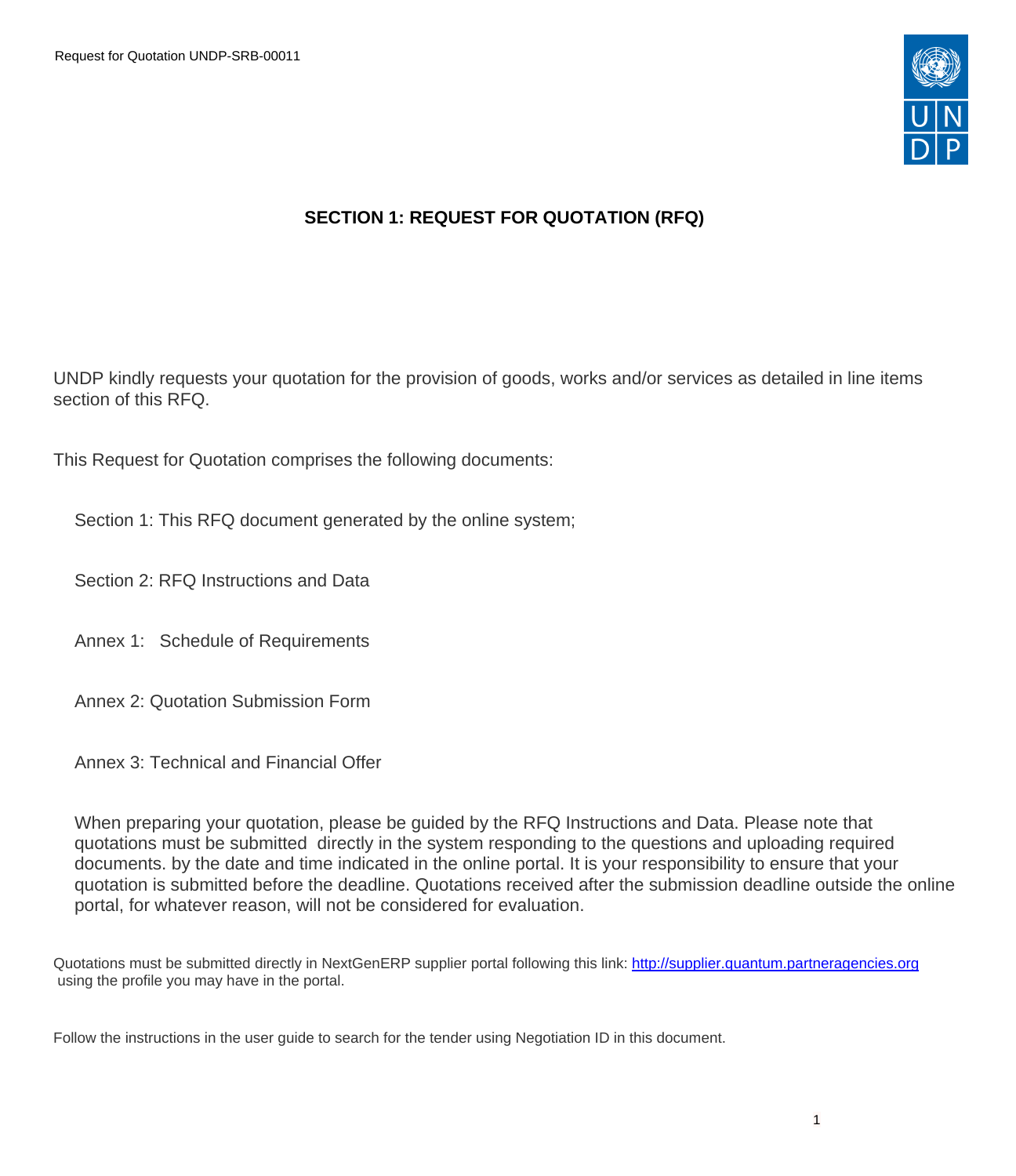Request for Quotation UNDP-SRB-00011

# SECTION 1: REQUEST FOR QUOTATION (RFQ)

UNDP kindly requests your quotation for the provision of goods, works and/or services as detailed in line items section of this RFQ.

This Request for Quotation comprises the following documents:

Section 1: This RFQ document generated by the online system;

Section 2: RFQ Instructions and Data

Annex 1: Schedule of Requirements

Annex 2: Quotation Submission Form

Annex 3: Technical and Financial Offer

When preparing your quotation, please be guided by the RFQ Instructions and Data. Please note that quotations must be submitted directly in the system responding to the questions and uploading required documents. by the date and time indicated in the online portal. It is your responsibility to ensure that your quotation is submitted before the deadline. Quotations received after the submission deadline outside the online portal, for whatever reason, will not be considered for evaluation.

Quotations must be submitted directly in NextGenERP supplier portal following this link: [http://supplier.quantum.partneragencies.org](http://supplier.quantum.partneragencies.org) using the profile you may have in the portal.

Follow the instructions in the user guide to search for the tender using Negotiation ID in this document.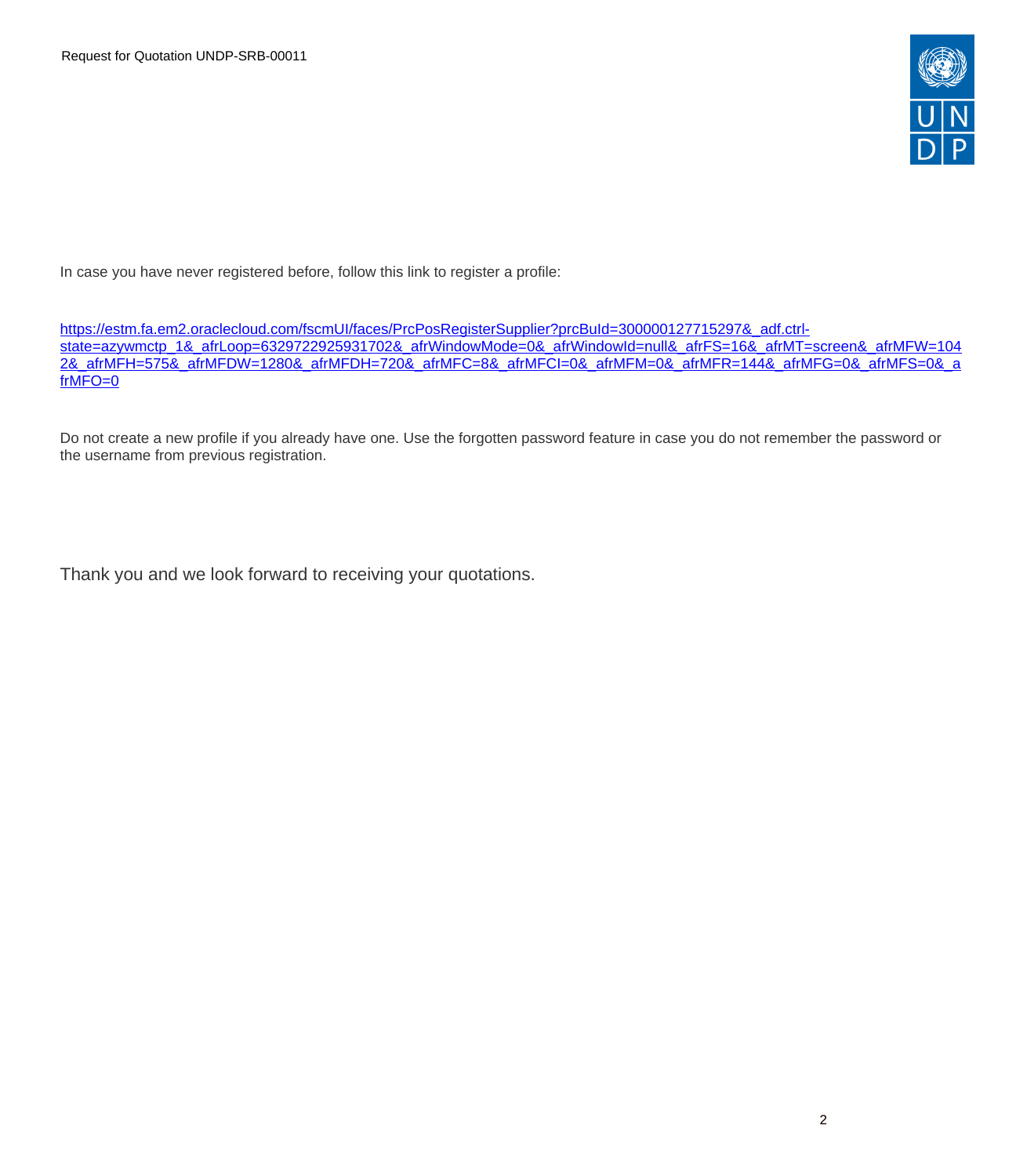In case you have never registered before, follow this link to register a profile:

[https://estm.fa.em2.oraclecloud.com/fscmUI/faces/PrcPosRegisterSupplier?prcBuId=300000127715297&_adf.ctrl-state=azywmctp_1&_afrLoop=6329722925931702&_afrWindowMode=0&_afrWindowId=null&_afrFS=16&_afrMT=screen&_afrMFW=1042&_afrMFH=575&_afrMFDW=1280&_afrMFDH=720&_afrMFC=8&_afrMFCI=0&_afrMFM=0&_afrMFR=144&_afrMFG=0&_afrMFS=0&_afrMFO=0](https://estm.fa.em2.oraclecloud.com/fscmUI/faces/PrcPosRegisterSupplier?prcBuId=300000127715297&_adf.ctrl-state=azywmctp_1&_afrLoop=6329722925931702&_afrWindowMode=0&_afrWindowId=null&_afrFS=16&_afrMT=screen&_afrMFW=1042&_afrMFH=575&_afrMFDW=1280&_afrMFDH=720&_afrMFC=8&_afrMFCI=0&_afrMFM=0&_afrMFR=144&_afrMFG=0&_afrMFS=0&_afrMFO=0)

Do not create a new profile if you already have one. Use the forgotten password feature in case you do not remember the password or the username from previous registration.

Thank you and we look forward to receiving your quotations.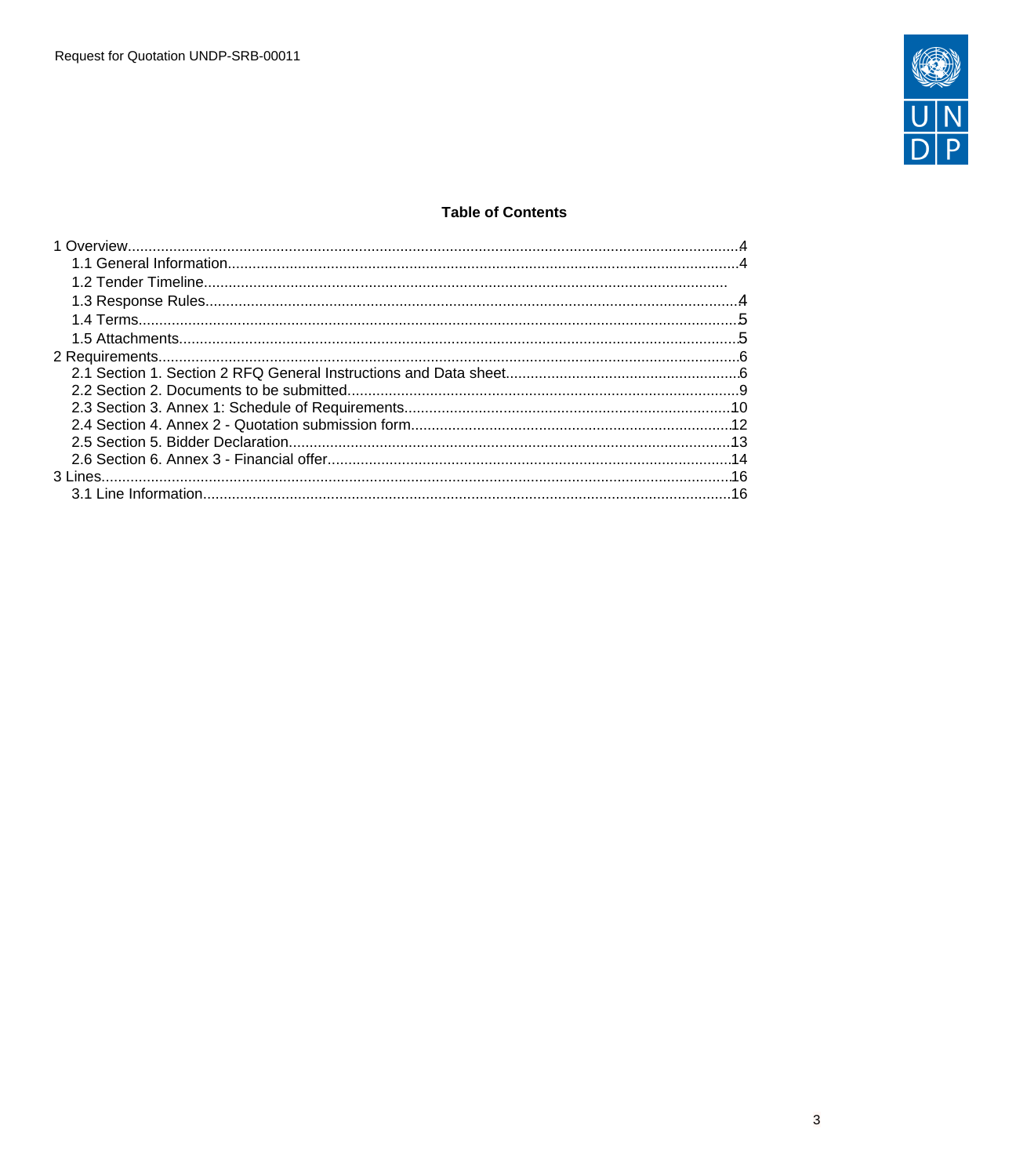## Table of Contents

- 1 Overview....4
  - 1.1 General Information....4
  - 1.2 Tender Timeline....
  - 1.3 Response Rules....4
  - 1.4 Terms....5
  - 1.5 Attachments....5
- 2 Requirements....6
  - 2.1 Section 1. Section 2 RFQ General Instructions and Data sheet....6
  - 2.2 Section 2. Documents to be submitted....9
  - 2.3 Section 3. Annex 1: Schedule of Requirements....10
  - 2.4 Section 4. Annex 2 - Quotation submission form....12
  - 2.5 Section 5. Bidder Declaration....13
  - 2.6 Section 6. Annex 3 - Financial offer....14
- 3 Lines....16
  - 3.1 Line Information....16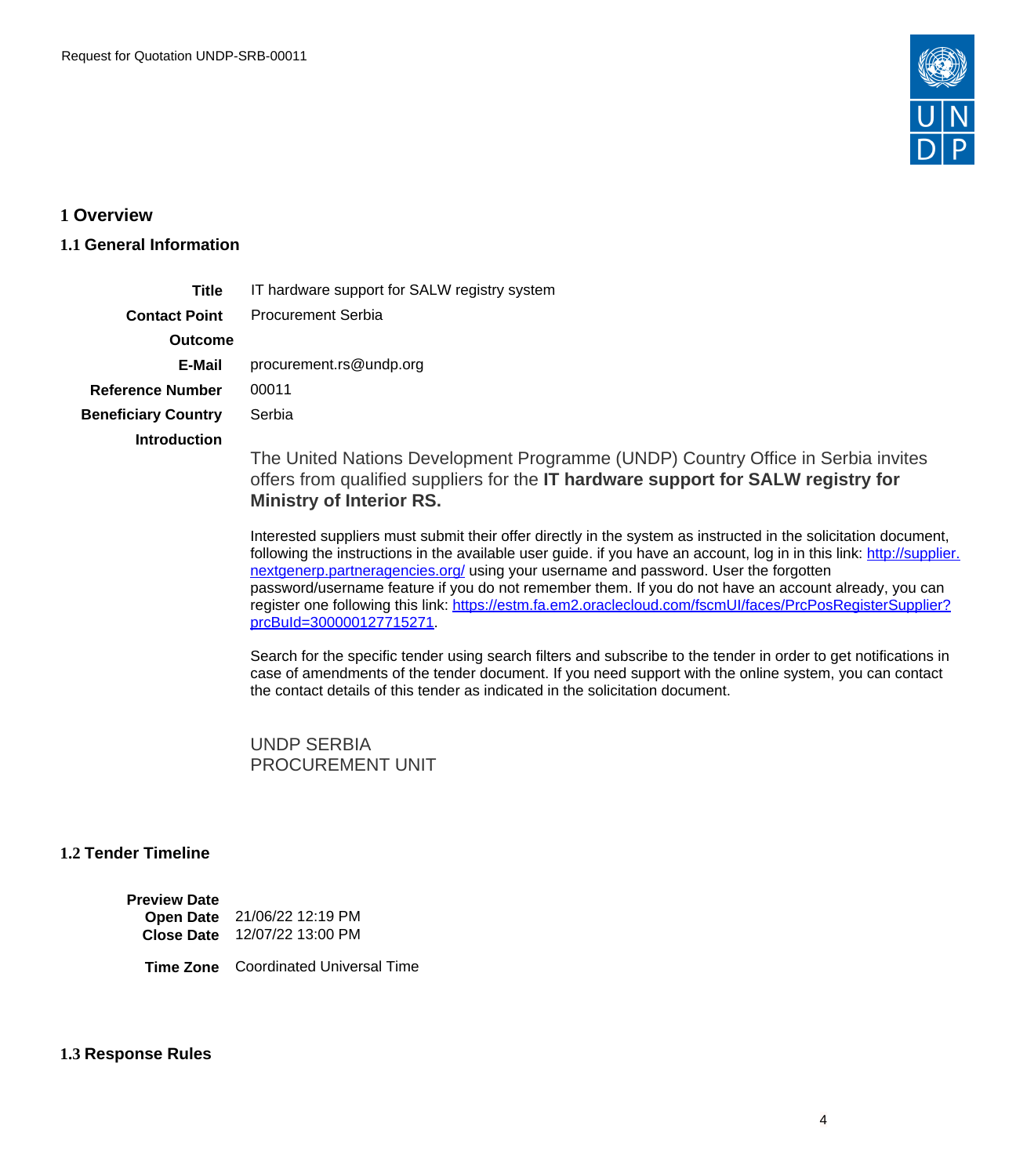# 1 Overview

## 1.1 General Information

| | |
|---|---|
| **Title** | IT hardware support for SALW registry system |
| **Contact Point** | Procurement Serbia |
| **Outcome** | |
| **E-Mail** | procurement.rs@undp.org |
| **Reference Number** | 00011 |
| **Beneficiary Country** | Serbia |
| **Introduction** | |

The United Nations Development Programme (UNDP) Country Office in Serbia invites offers from qualified suppliers for the **IT hardware support for SALW registry for Ministry of Interior RS.**

Interested suppliers must submit their offer directly in the system as instructed in the solicitation document, following the instructions in the available user guide. if you have an account, log in in this link: [http://supplier.nextgenerp.partneragencies.org/](http://supplier.nextgenerp.partneragencies.org/) using your username and password. User the forgotten password/username feature if you do not remember them. If you do not have an account already, you can register one following this link: [https://estm.fa.em2.oraclecloud.com/fscmUI/faces/PrcPosRegisterSupplier?prcBuId=300000127715271](https://estm.fa.em2.oraclecloud.com/fscmUI/faces/PrcPosRegisterSupplier?prcBuId=300000127715271).

Search for the specific tender using search filters and subscribe to the tender in order to get notifications in case of amendments of the tender document. If you need support with the online system, you can contact the contact details of this tender as indicated in the solicitation document.

UNDP SERBIA
PROCUREMENT UNIT

## 1.2 Tender Timeline

| | |
|---|---|
| **Preview Date** | |
| **Open Date** | 21/06/22 12:19 PM |
| **Close Date** | 12/07/22 13:00 PM |
| **Time Zone** | Coordinated Universal Time |

## 1.3 Response Rules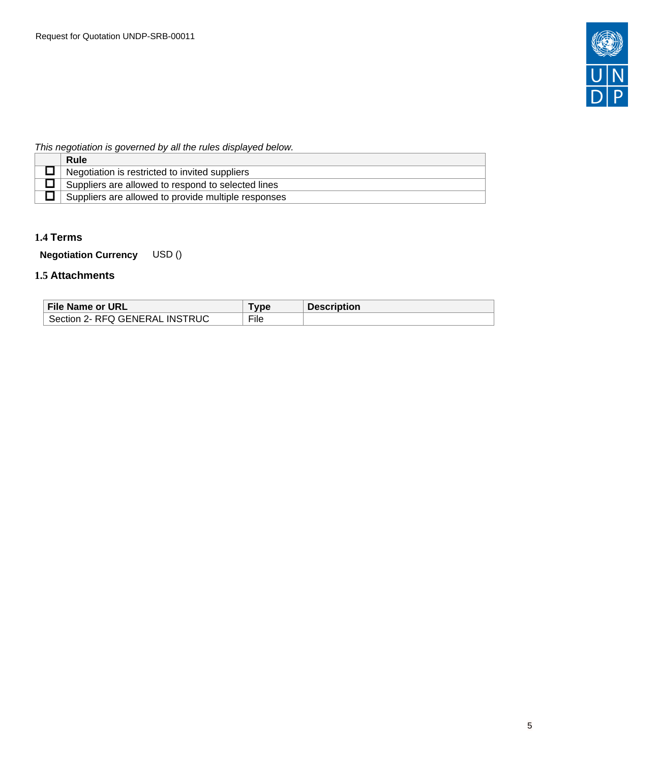*This negotiation is governed by all the rules displayed below.*

| | Rule |
|---|---|
| ☐ | Negotiation is restricted to invited suppliers |
| ☐ | Suppliers are allowed to respond to selected lines |
| ☐ | Suppliers are allowed to provide multiple responses |

### 1.4 Terms

**Negotiation Currency** USD ()

### 1.5 Attachments

| File Name or URL | Type | Description |
|---|---|---|
| Section 2- RFQ GENERAL INSTRUC | File | |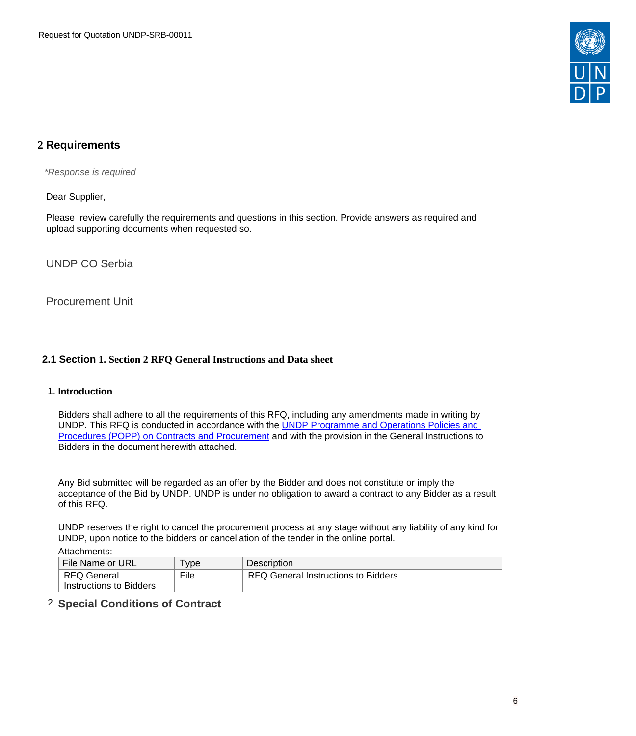## 2 Requirements

*\*Response is required*

Dear Supplier,

Please review carefully the requirements and questions in this section. Provide answers as required and upload supporting documents when requested so.

UNDP CO Serbia

Procurement Unit

### 2.1 Section 1. Section 2 RFQ General Instructions and Data sheet

1. **Introduction**

   Bidders shall adhere to all the requirements of this RFQ, including any amendments made in writing by UNDP. This RFQ is conducted in accordance with the [UNDP Programme and Operations Policies and Procedures (POPP) on Contracts and Procurement]() and with the provision in the General Instructions to Bidders in the document herewith attached.

   Any Bid submitted will be regarded as an offer by the Bidder and does not constitute or imply the acceptance of the Bid by UNDP. UNDP is under no obligation to award a contract to any Bidder as a result of this RFQ.

   UNDP reserves the right to cancel the procurement process at any stage without any liability of any kind for UNDP, upon notice to the bidders or cancellation of the tender in the online portal.

   Attachments:

| File Name or URL | Type | Description |
|---|---|---|
| RFQ General Instructions to Bidders | File | RFQ General Instructions to Bidders |

2. **Special Conditions of Contract**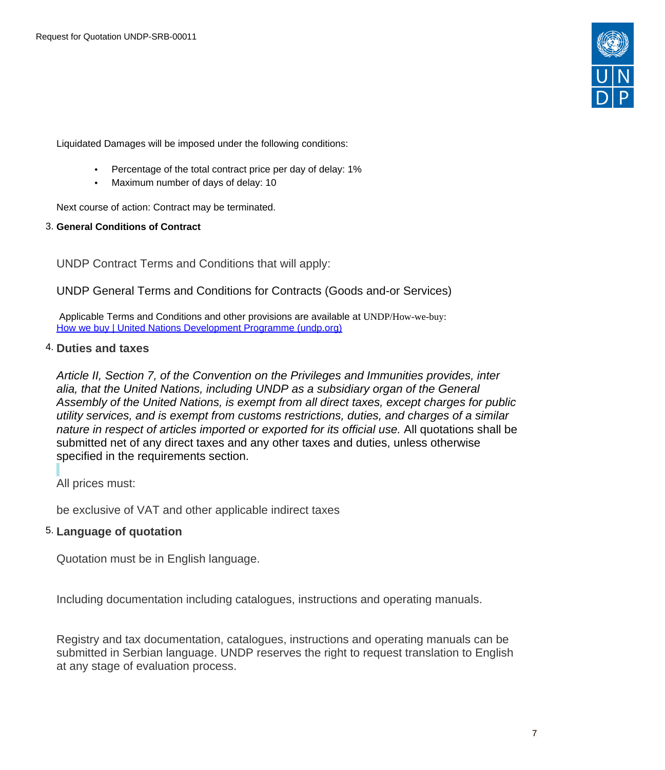Liquidated Damages will be imposed under the following conditions:

- Percentage of the total contract price per day of delay: 1%
- Maximum number of days of delay: 10

Next course of action: Contract may be terminated.

3. **General Conditions of Contract**

UNDP Contract Terms and Conditions that will apply:

UNDP General Terms and Conditions for Contracts (Goods and-or Services)

Applicable Terms and Conditions and other provisions are available at UNDP/How-we-buy: [How we buy | United Nations Development Programme (undp.org)]

4. **Duties and taxes**

*Article II, Section 7, of the Convention on the Privileges and Immunities provides, inter alia, that the United Nations, including UNDP as a subsidiary organ of the General Assembly of the United Nations, is exempt from all direct taxes, except charges for public utility services, and is exempt from customs restrictions, duties, and charges of a similar nature in respect of articles imported or exported for its official use.* All quotations shall be submitted net of any direct taxes and any other taxes and duties, unless otherwise specified in the requirements section.

All prices must:

be exclusive of VAT and other applicable indirect taxes

5. **Language of quotation**

Quotation must be in English language.

Including documentation including catalogues, instructions and operating manuals.

Registry and tax documentation, catalogues, instructions and operating manuals can be submitted in Serbian language. UNDP reserves the right to request translation to English at any stage of evaluation process.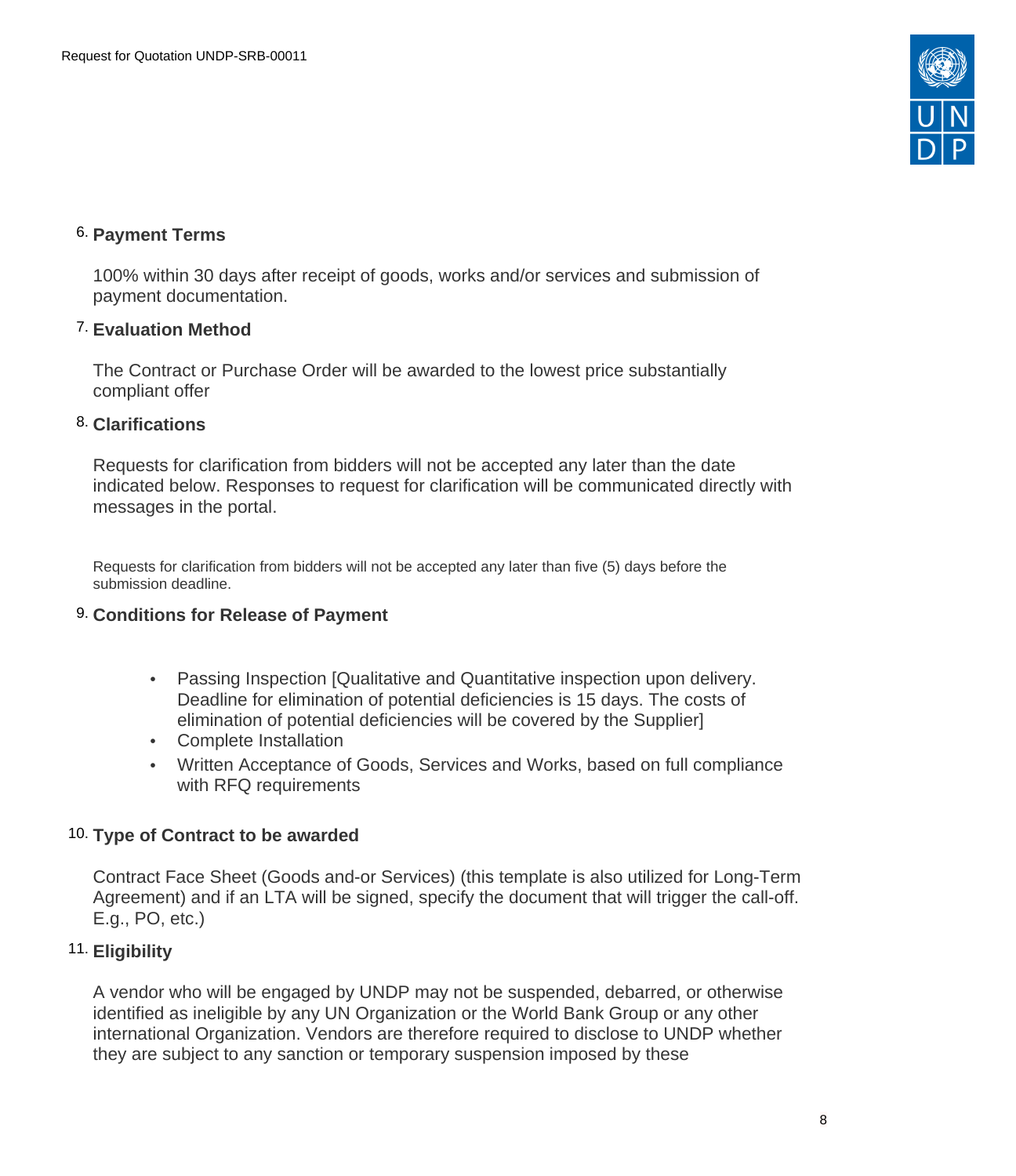## 6. Payment Terms

100% within 30 days after receipt of goods, works and/or services and submission of payment documentation.

## 7. Evaluation Method

The Contract or Purchase Order will be awarded to the lowest price substantially compliant offer

## 8. Clarifications

Requests for clarification from bidders will not be accepted any later than the date indicated below. Responses to request for clarification will be communicated directly with messages in the portal.

Requests for clarification from bidders will not be accepted any later than five (5) days before the submission deadline.

## 9. Conditions for Release of Payment

- Passing Inspection [Qualitative and Quantitative inspection upon delivery. Deadline for elimination of potential deficiencies is 15 days. The costs of elimination of potential deficiencies will be covered by the Supplier]
- Complete Installation
- Written Acceptance of Goods, Services and Works, based on full compliance with RFQ requirements

## 10. Type of Contract to be awarded

Contract Face Sheet (Goods and-or Services) (this template is also utilized for Long-Term Agreement) and if an LTA will be signed, specify the document that will trigger the call-off. E.g., PO, etc.)

## 11. Eligibility

A vendor who will be engaged by UNDP may not be suspended, debarred, or otherwise identified as ineligible by any UN Organization or the World Bank Group or any other international Organization. Vendors are therefore required to disclose to UNDP whether they are subject to any sanction or temporary suspension imposed by these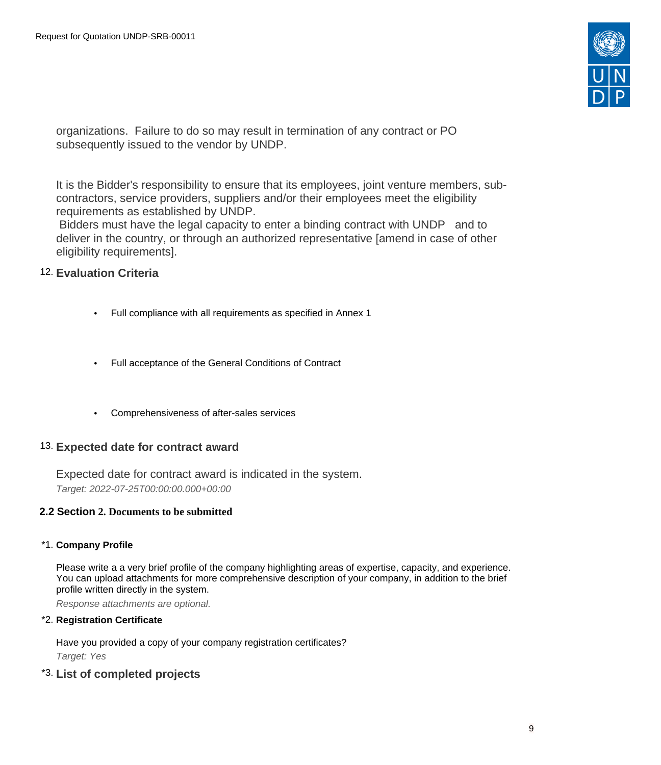organizations.  Failure to do so may result in termination of any contract or PO subsequently issued to the vendor by UNDP.

It is the Bidder's responsibility to ensure that its employees, joint venture members, sub-contractors, service providers, suppliers and/or their employees meet the eligibility requirements as established by UNDP.
Bidders must have the legal capacity to enter a binding contract with UNDP   and to deliver in the country, or through an authorized representative [amend in case of other eligibility requirements].

### 12. Evaluation Criteria

- Full compliance with all requirements as specified in Annex 1
- Full acceptance of the General Conditions of Contract
- Comprehensiveness of after-sales services

### 13. Expected date for contract award

Expected date for contract award is indicated in the system.
*Target: 2022-07-25T00:00:00.000+00:00*

## 2.2 Section 2. Documents to be submitted

**\*1. Company Profile**

Please write a a very brief profile of the company highlighting areas of expertise, capacity, and experience. You can upload attachments for more comprehensive description of your company, in addition to the brief profile written directly in the system.
*Response attachments are optional.*

**\*2. Registration Certificate**

Have you provided a copy of your company registration certificates?
*Target: Yes*

**\*3. List of completed projects**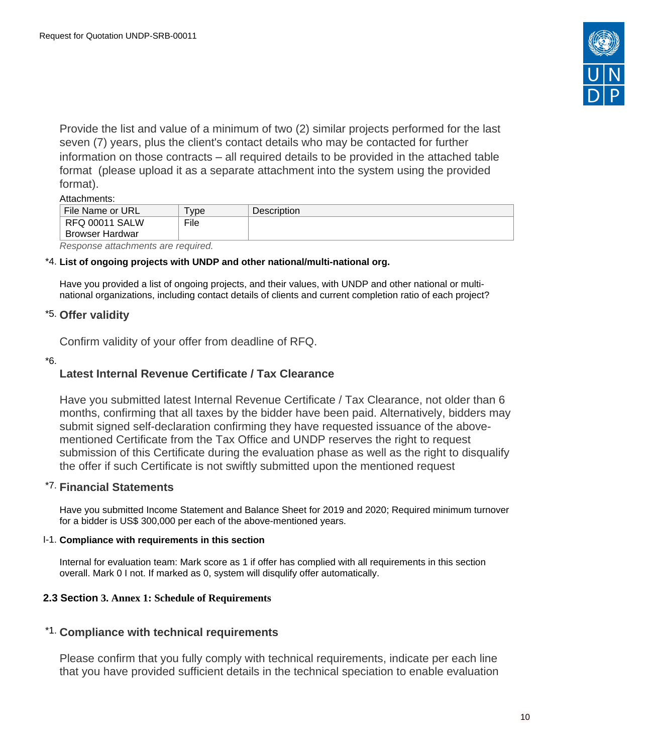Provide the list and value of a minimum of two (2) similar projects performed for the last seven (7) years, plus the client's contact details who may be contacted for further information on those contracts – all required details to be provided in the attached table format (please upload it as a separate attachment into the system using the provided format).

Attachments:

| File Name or URL | Type | Description |
|---|---|---|
| RFQ 00011 SALW Browser Hardwar | File | |

*Response attachments are required.*

*4. **List of ongoing projects with UNDP and other national/multi-national org.**

Have you provided a list of ongoing projects, and their values, with UNDP and other national or multi-national organizations, including contact details of clients and current completion ratio of each project?

*5. **Offer validity**

Confirm validity of your offer from deadline of RFQ.

*6.

**Latest Internal Revenue Certificate / Tax Clearance**

Have you submitted latest Internal Revenue Certificate / Tax Clearance, not older than 6 months, confirming that all taxes by the bidder have been paid. Alternatively, bidders may submit signed self-declaration confirming they have requested issuance of the above-mentioned Certificate from the Tax Office and UNDP reserves the right to request submission of this Certificate during the evaluation phase as well as the right to disqualify the offer if such Certificate is not swiftly submitted upon the mentioned request

*7. **Financial Statements**

Have you submitted Income Statement and Balance Sheet for 2019 and 2020; Required minimum turnover for a bidder is US$ 300,000 per each of the above-mentioned years.

I-1. **Compliance with requirements in this section**

Internal for evaluation team: Mark score as 1 if offer has complied with all requirements in this section overall. Mark 0 I not. If marked as 0, system will disqulify offer automatically.

## 2.3 Section 3. Annex 1: Schedule of Requirements

*1. **Compliance with technical requirements**

Please confirm that you fully comply with technical requirements, indicate per each line that you have provided sufficient details in the technical speciation to enable evaluation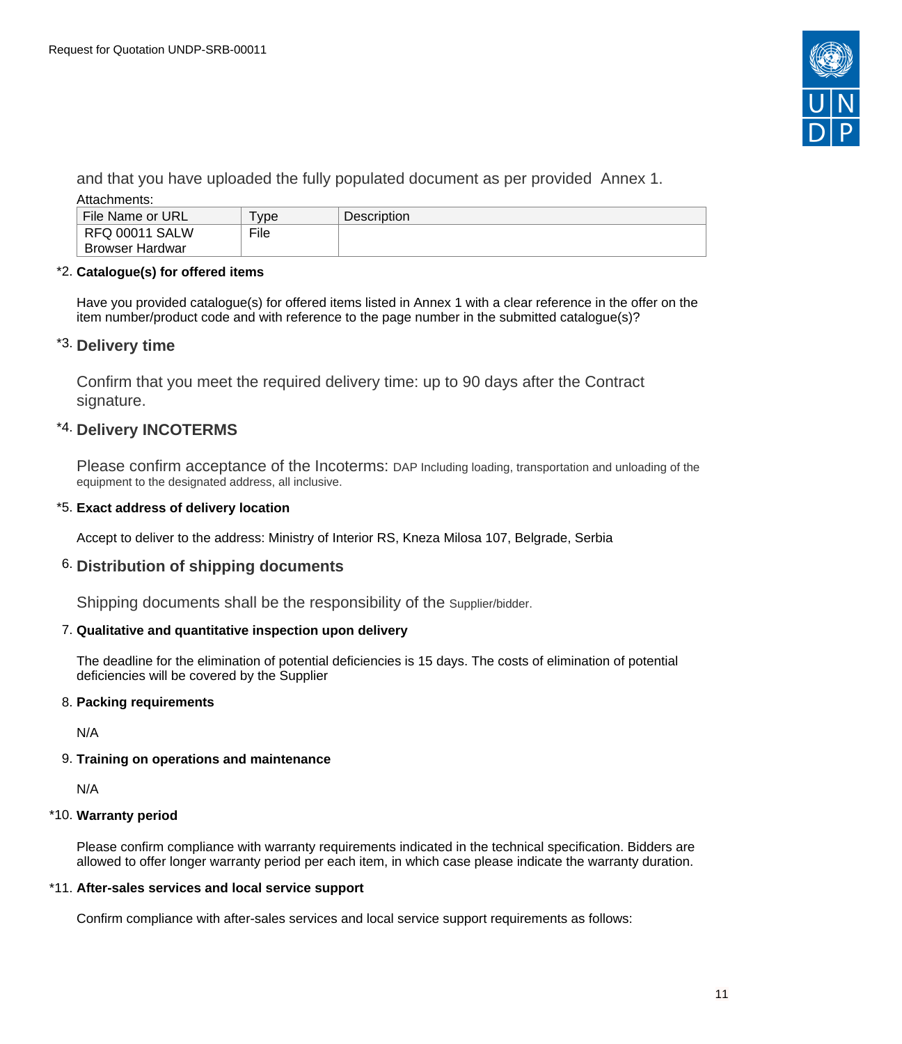and that you have uploaded the fully populated document as per provided Annex 1.

Attachments:

| File Name or URL | Type | Description |
|---|---|---|
| RFQ 00011 SALW Browser Hardwar | File | |

*2. **Catalogue(s) for offered items**

Have you provided catalogue(s) for offered items listed in Annex 1 with a clear reference in the offer on the item number/product code and with reference to the page number in the submitted catalogue(s)?

*3. **Delivery time**

Confirm that you meet the required delivery time: up to 90 days after the Contract signature.

*4. **Delivery INCOTERMS**

Please confirm acceptance of the Incoterms: DAP Including loading, transportation and unloading of the equipment to the designated address, all inclusive.

*5. **Exact address of delivery location**

Accept to deliver to the address: Ministry of Interior RS, Kneza Milosa 107, Belgrade, Serbia

6. **Distribution of shipping documents**

Shipping documents shall be the responsibility of the Supplier/bidder.

7. **Qualitative and quantitative inspection upon delivery**

The deadline for the elimination of potential deficiencies is 15 days. The costs of elimination of potential deficiencies will be covered by the Supplier

8. **Packing requirements**

N/A

9. **Training on operations and maintenance**

N/A

*10. **Warranty period**

Please confirm compliance with warranty requirements indicated in the technical specification. Bidders are allowed to offer longer warranty period per each item, in which case please indicate the warranty duration.

*11. **After-sales services and local service support**

Confirm compliance with after-sales services and local service support requirements as follows: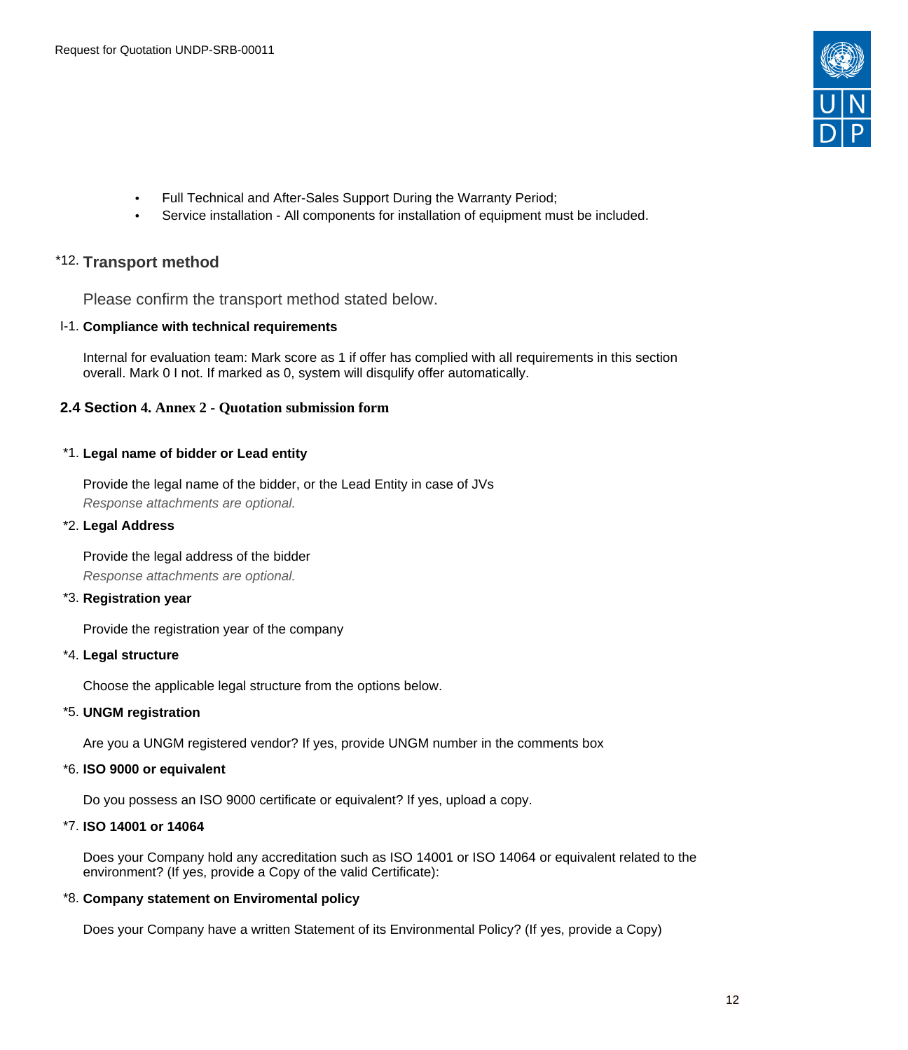- Full Technical and After-Sales Support During the Warranty Period;
- Service installation - All components for installation of equipment must be included.

*12. **Transport method**

Please confirm the transport method stated below.

I-1. **Compliance with technical requirements**

Internal for evaluation team: Mark score as 1 if offer has complied with all requirements in this section overall. Mark 0 I not. If marked as 0, system will disqulify offer automatically.

## 2.4 Section 4. Annex 2 - Quotation submission form

*1. **Legal name of bidder or Lead entity**

Provide the legal name of the bidder, or the Lead Entity in case of JVs

*Response attachments are optional.*

*2. **Legal Address**

Provide the legal address of the bidder

*Response attachments are optional.*

*3. **Registration year**

Provide the registration year of the company

*4. **Legal structure**

Choose the applicable legal structure from the options below.

*5. **UNGM registration**

Are you a UNGM registered vendor? If yes, provide UNGM number in the comments box

*6. **ISO 9000 or equivalent**

Do you possess an ISO 9000 certificate or equivalent? If yes, upload a copy.

*7. **ISO 14001 or 14064**

Does your Company hold any accreditation such as ISO 14001 or ISO 14064 or equivalent related to the environment? (If yes, provide a Copy of the valid Certificate):

*8. **Company statement on Enviromental policy**

Does your Company have a written Statement of its Environmental Policy? (If yes, provide a Copy)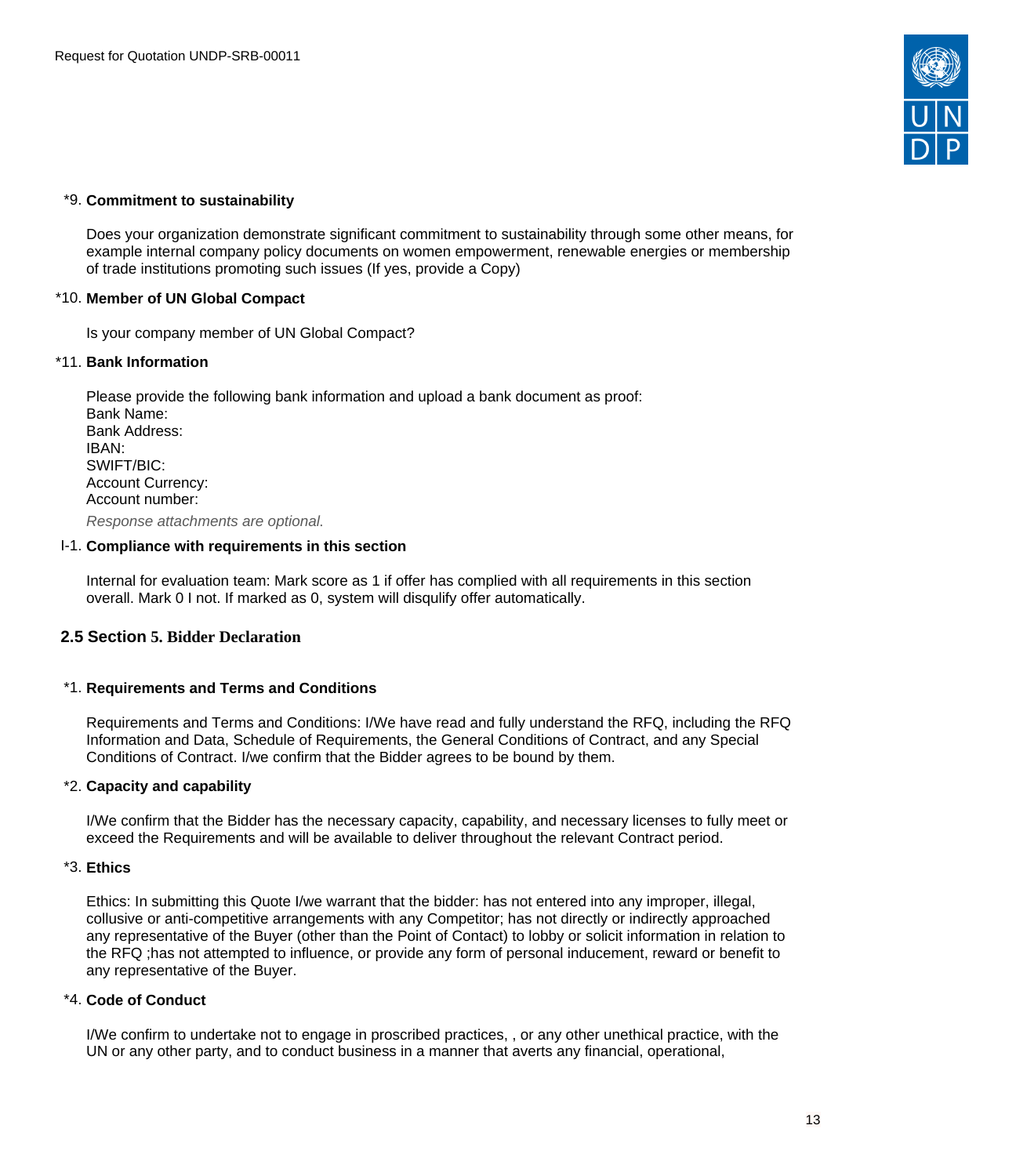*9. **Commitment to sustainability**

Does your organization demonstrate significant commitment to sustainability through some other means, for example internal company policy documents on women empowerment, renewable energies or membership of trade institutions promoting such issues (If yes, provide a Copy)

*10. **Member of UN Global Compact**

Is your company member of UN Global Compact?

*11. **Bank Information**

Please provide the following bank information and upload a bank document as proof:
Bank Name:
Bank Address:
IBAN:
SWIFT/BIC:
Account Currency:
Account number:

*Response attachments are optional.*

I-1. **Compliance with requirements in this section**

Internal for evaluation team: Mark score as 1 if offer has complied with all requirements in this section overall. Mark 0 I not. If marked as 0, system will disqulify offer automatically.

## 2.5 Section 5. Bidder Declaration

*1. **Requirements and Terms and Conditions**

Requirements and Terms and Conditions: I/We have read and fully understand the RFQ, including the RFQ Information and Data, Schedule of Requirements, the General Conditions of Contract, and any Special Conditions of Contract. I/we confirm that the Bidder agrees to be bound by them.

*2. **Capacity and capability**

I/We confirm that the Bidder has the necessary capacity, capability, and necessary licenses to fully meet or exceed the Requirements and will be available to deliver throughout the relevant Contract period.

*3. **Ethics**

Ethics: In submitting this Quote I/we warrant that the bidder: has not entered into any improper, illegal, collusive or anti-competitive arrangements with any Competitor; has not directly or indirectly approached any representative of the Buyer (other than the Point of Contact) to lobby or solicit information in relation to the RFQ ;has not attempted to influence, or provide any form of personal inducement, reward or benefit to any representative of the Buyer.

*4. **Code of Conduct**

I/We confirm to undertake not to engage in proscribed practices, , or any other unethical practice, with the UN or any other party, and to conduct business in a manner that averts any financial, operational,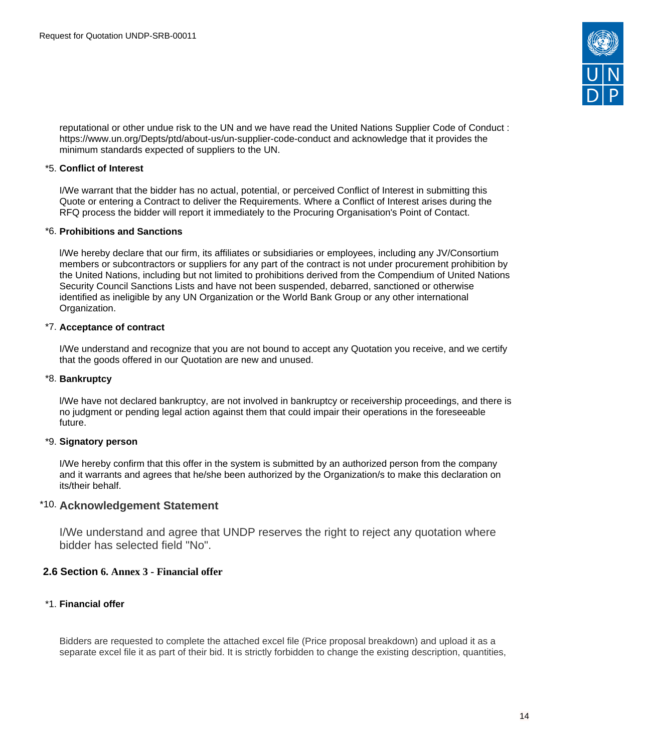reputational or other undue risk to the UN and we have read the United Nations Supplier Code of Conduct : https://www.un.org/Depts/ptd/about-us/un-supplier-code-conduct and acknowledge that it provides the minimum standards expected of suppliers to the UN.

*5. **Conflict of Interest**

I/We warrant that the bidder has no actual, potential, or perceived Conflict of Interest in submitting this Quote or entering a Contract to deliver the Requirements. Where a Conflict of Interest arises during the RFQ process the bidder will report it immediately to the Procuring Organisation's Point of Contact.

*6. **Prohibitions and Sanctions**

I/We hereby declare that our firm, its affiliates or subsidiaries or employees, including any JV/Consortium members or subcontractors or suppliers for any part of the contract is not under procurement prohibition by the United Nations, including but not limited to prohibitions derived from the Compendium of United Nations Security Council Sanctions Lists and have not been suspended, debarred, sanctioned or otherwise identified as ineligible by any UN Organization or the World Bank Group or any other international Organization.

*7. **Acceptance of contract**

I/We understand and recognize that you are not bound to accept any Quotation you receive, and we certify that the goods offered in our Quotation are new and unused.

*8. **Bankruptcy**

I/We have not declared bankruptcy, are not involved in bankruptcy or receivership proceedings, and there is no judgment or pending legal action against them that could impair their operations in the foreseeable future.

*9. **Signatory person**

I/We hereby confirm that this offer in the system is submitted by an authorized person from the company and it warrants and agrees that he/she been authorized by the Organization/s to make this declaration on its/their behalf.

*10. **Acknowledgement Statement**

I/We understand and agree that UNDP reserves the right to reject any quotation where bidder has selected field "No".

## 2.6 Section 6. Annex 3 - Financial offer

*1. **Financial offer**

Bidders are requested to complete the attached excel file (Price proposal breakdown) and upload it as a separate excel file it as part of their bid. It is strictly forbidden to change the existing description, quantities,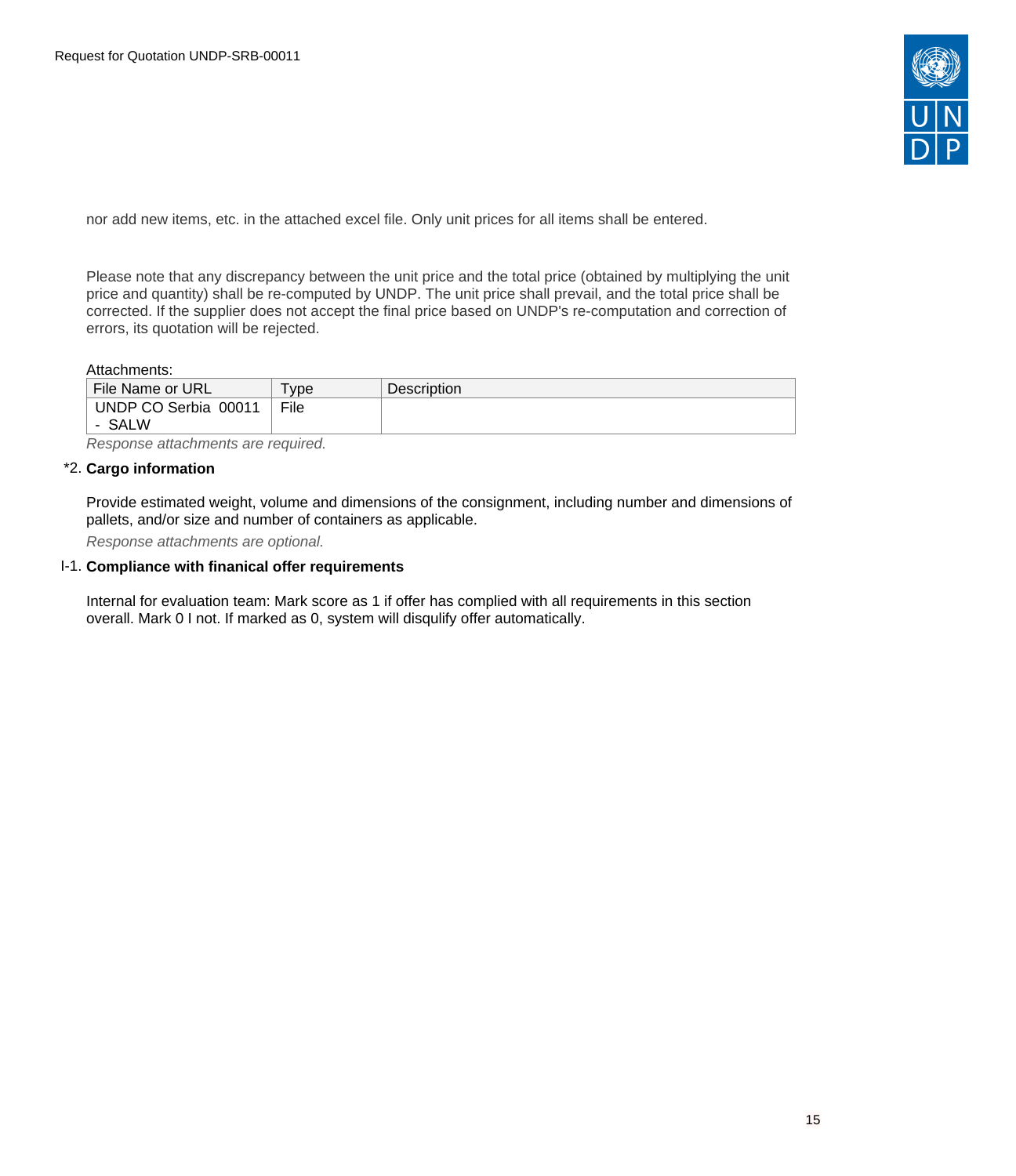nor add new items, etc. in the attached excel file. Only unit prices for all items shall be entered.

Please note that any discrepancy between the unit price and the total price (obtained by multiplying the unit price and quantity) shall be re-computed by UNDP. The unit price shall prevail, and the total price shall be corrected. If the supplier does not accept the final price based on UNDP's re-computation and correction of errors, its quotation will be rejected.

Attachments:

| File Name or URL | Type | Description |
|---|---|---|
| UNDP CO Serbia 00011 - SALW | File | |

*Response attachments are required.*

*2. **Cargo information**

Provide estimated weight, volume and dimensions of the consignment, including number and dimensions of pallets, and/or size and number of containers as applicable.

*Response attachments are optional.*

I-1. **Compliance with finanical offer requirements**

Internal for evaluation team: Mark score as 1 if offer has complied with all requirements in this section overall. Mark 0 I not. If marked as 0, system will disqulify offer automatically.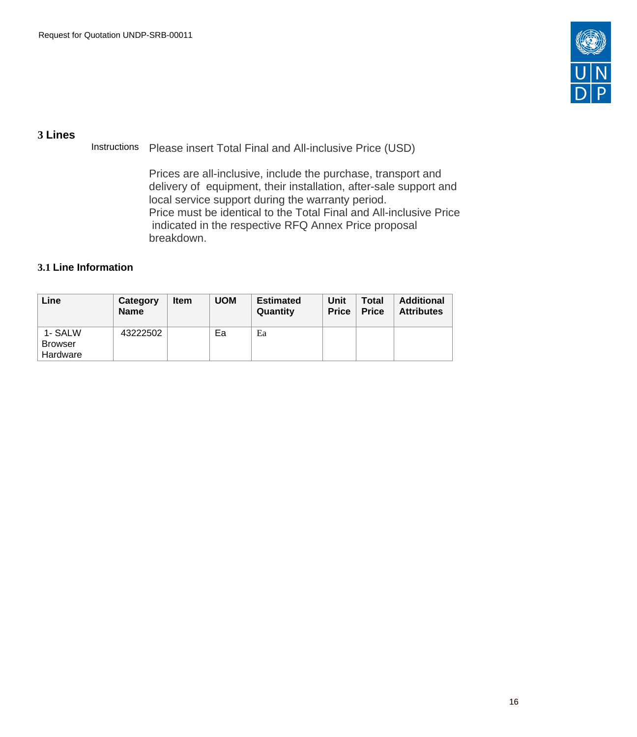## 3 Lines

Instructions Please insert Total Final and All-inclusive Price (USD)

Prices are all-inclusive, include the purchase, transport and delivery of equipment, their installation, after-sale support and local service support during the warranty period.
Price must be identical to the Total Final and All-inclusive Price indicated in the respective RFQ Annex Price proposal breakdown.

### 3.1 Line Information

| Line | Category Name | Item | UOM | Estimated Quantity | Unit Price | Total Price | Additional Attributes |
|---|---|---|---|---|---|---|---|
| 1- SALW Browser Hardware | 43222502 | | Ea | Ea | | | |